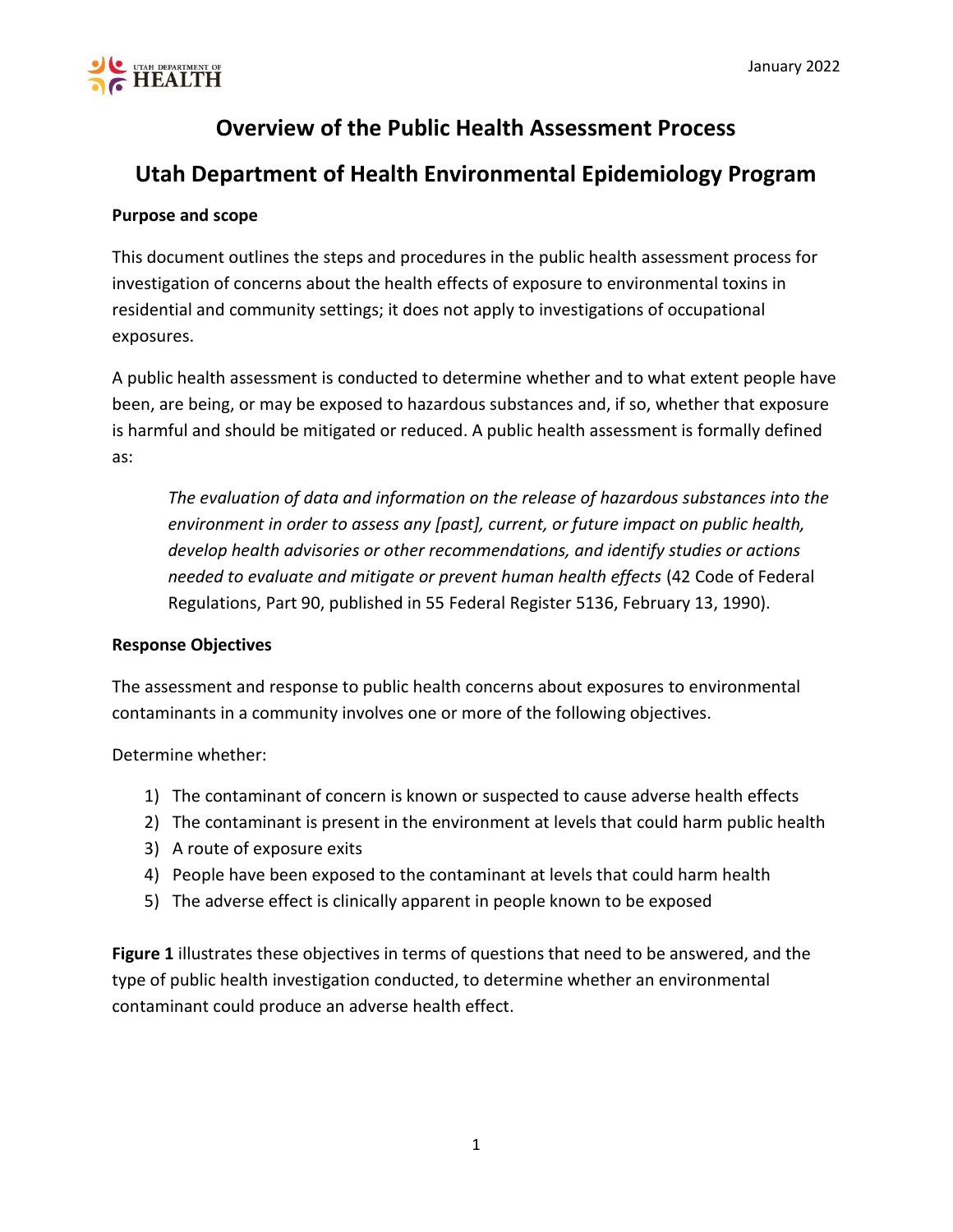January 2022

# Overview of the Public Health Assessment Process

# Utah Department of Health Environmental Epidemiology Program

**Purpose and scope**

This document outlines the steps and procedures in the public health assessment process for investigation of concerns about the health effects of exposure to environmental toxins in residential and community settings; it does not apply to investigations of occupational exposures.

A public health assessment is conducted to determine whether and to what extent people have been, are being, or may be exposed to hazardous substances and, if so, whether that exposure is harmful and should be mitigated or reduced. A public health assessment is formally defined as:

> *The evaluation of data and information on the release of hazardous substances into the environment in order to assess any [past], current, or future impact on public health, develop health advisories or other recommendations, and identify studies or actions needed to evaluate and mitigate or prevent human health effects* (42 Code of Federal Regulations, Part 90, published in 55 Federal Register 5136, February 13, 1990).

**Response Objectives**

The assessment and response to public health concerns about exposures to environmental contaminants in a community involves one or more of the following objectives.

Determine whether:

1) The contaminant of concern is known or suspected to cause adverse health effects
2) The contaminant is present in the environment at levels that could harm public health
3) A route of exposure exits
4) People have been exposed to the contaminant at levels that could harm health
5) The adverse effect is clinically apparent in people known to be exposed

**Figure 1** illustrates these objectives in terms of questions that need to be answered, and the type of public health investigation conducted, to determine whether an environmental contaminant could produce an adverse health effect.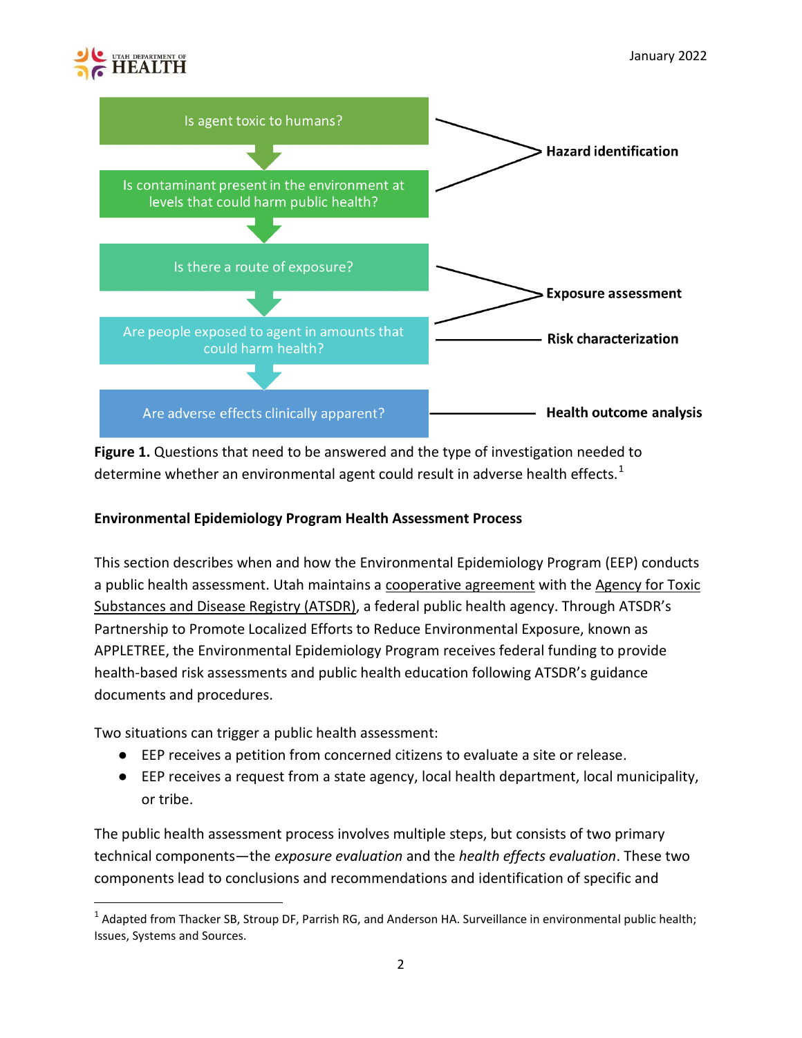Is agent toxic to humans? → Is contaminant present in the environment at levels that could harm public health? — **Hazard identification**

Is there a route of exposure? → Are people exposed to agent in amounts that could harm health? — **Exposure assessment**

Are people exposed to agent in amounts that could harm health? — **Risk characterization**

Are adverse effects clinically apparent? — **Health outcome analysis**

**Figure 1.** Questions that need to be answered and the type of investigation needed to determine whether an environmental agent could result in adverse health effects.[1]

**Environmental Epidemiology Program Health Assessment Process**

This section describes when and how the Environmental Epidemiology Program (EEP) conducts a public health assessment. Utah maintains a cooperative agreement with the Agency for Toxic Substances and Disease Registry (ATSDR), a federal public health agency. Through ATSDR's Partnership to Promote Localized Efforts to Reduce Environmental Exposure, known as APPLETREE, the Environmental Epidemiology Program receives federal funding to provide health-based risk assessments and public health education following ATSDR's guidance documents and procedures.

Two situations can trigger a public health assessment:

- EEP receives a petition from concerned citizens to evaluate a site or release.
- EEP receives a request from a state agency, local health department, local municipality, or tribe.

The public health assessment process involves multiple steps, but consists of two primary technical components—the *exposure evaluation* and the *health effects evaluation*. These two components lead to conclusions and recommendations and identification of specific and

[1] Adapted from Thacker SB, Stroup DF, Parrish RG, and Anderson HA. Surveillance in environmental public health; Issues, Systems and Sources.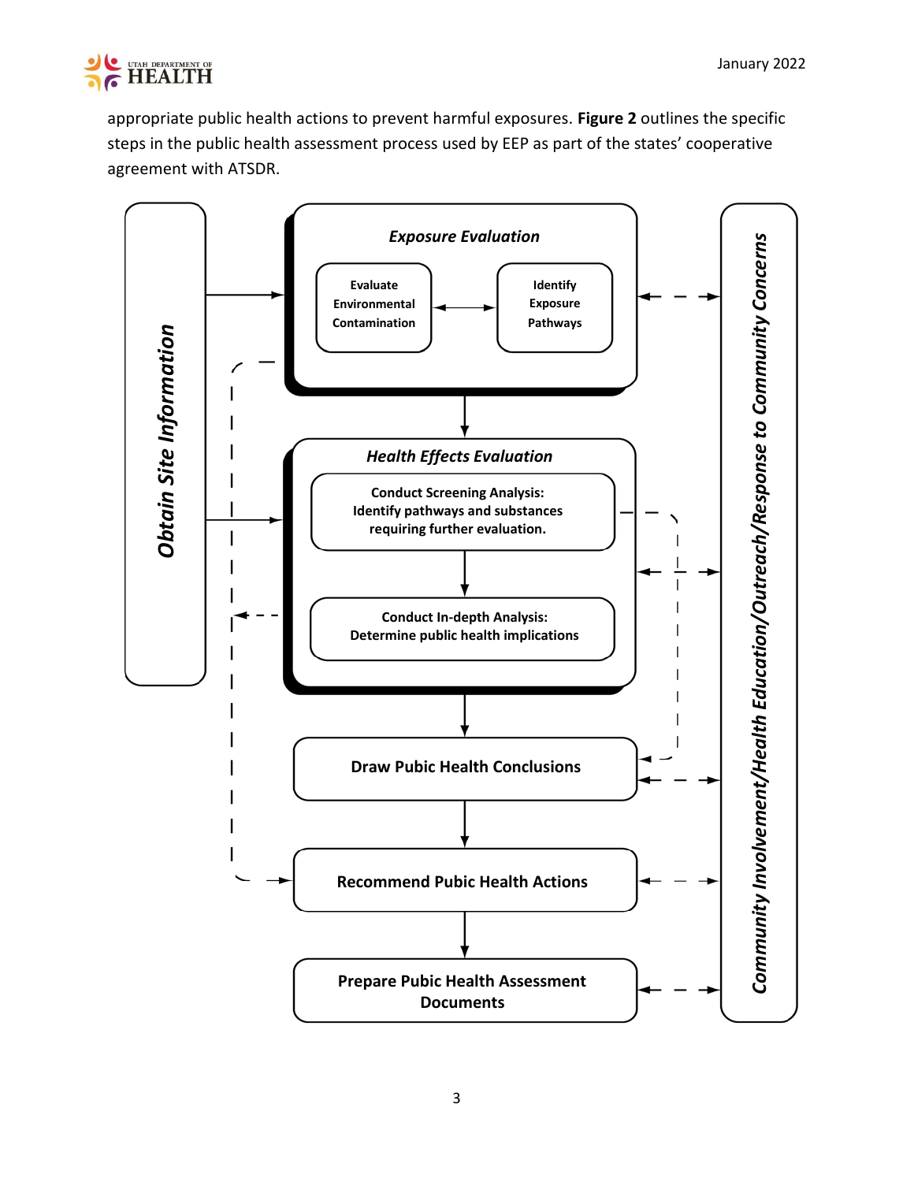appropriate public health actions to prevent harmful exposures. **Figure 2** outlines the specific steps in the public health assessment process used by EEP as part of the states' cooperative agreement with ATSDR.

***Obtain Site Information***

***Exposure Evaluation***

**Evaluate Environmental Contamination**

**Identify Exposure Pathways**

***Health Effects Evaluation***

**Conduct Screening Analysis: Identify pathways and substances requiring further evaluation.**

**Conduct In-depth Analysis: Determine public health implications**

**Draw Pubic Health Conclusions**

**Recommend Pubic Health Actions**

**Prepare Pubic Health Assessment Documents**

***Community Involvement/Health Education/Outreach/Response to Community Concerns***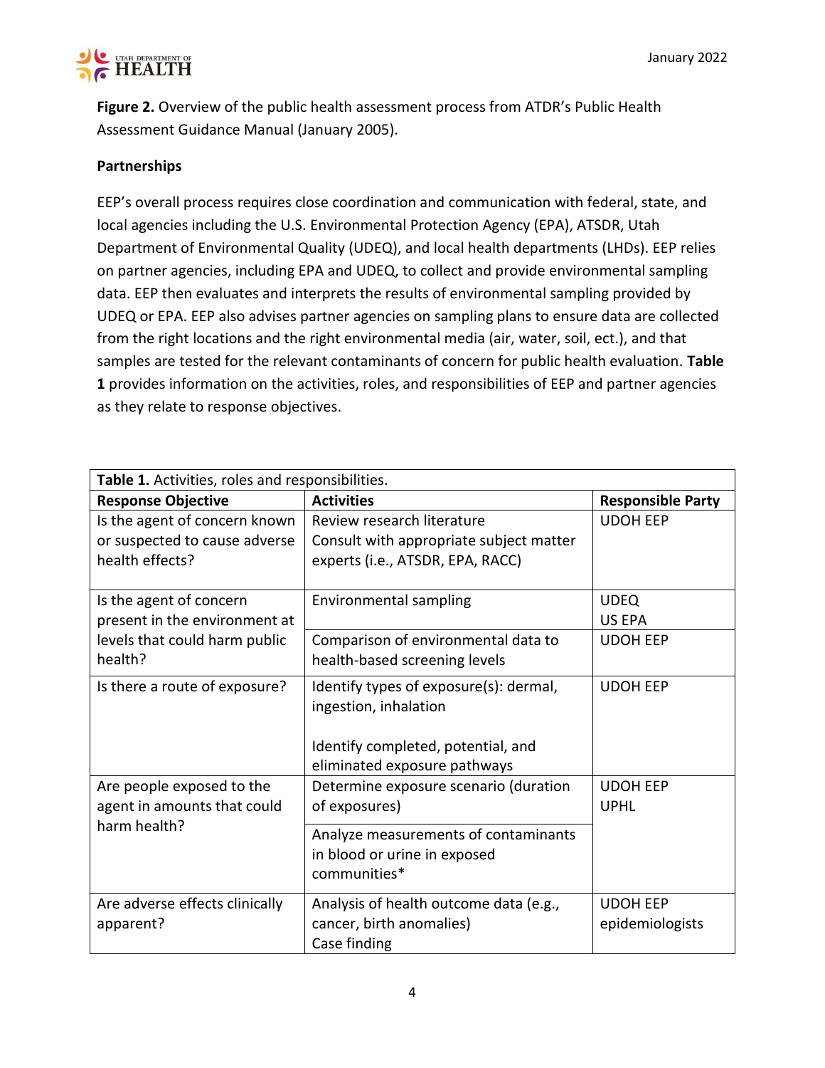**Figure 2.** Overview of the public health assessment process from ATDR's Public Health Assessment Guidance Manual (January 2005).

**Partnerships**

EEP's overall process requires close coordination and communication with federal, state, and local agencies including the U.S. Environmental Protection Agency (EPA), ATSDR, Utah Department of Environmental Quality (UDEQ), and local health departments (LHDs). EEP relies on partner agencies, including EPA and UDEQ, to collect and provide environmental sampling data. EEP then evaluates and interprets the results of environmental sampling provided by UDEQ or EPA. EEP also advises partner agencies on sampling plans to ensure data are collected from the right locations and the right environmental media (air, water, soil, ect.), and that samples are tested for the relevant contaminants of concern for public health evaluation. **Table 1** provides information on the activities, roles, and responsibilities of EEP and partner agencies as they relate to response objectives.

**Table 1.** Activities, roles and responsibilities.

| Response Objective | Activities | Responsible Party |
|---|---|---|
| Is the agent of concern known or suspected to cause adverse health effects? | Review research literature<br>Consult with appropriate subject matter experts (i.e., ATSDR, EPA, RACC) | UDOH EEP |
| Is the agent of concern present in the environment at levels that could harm public health? | Environmental sampling | UDEQ<br>US EPA |
| | Comparison of environmental data to health-based screening levels | UDOH EEP |
| Is there a route of exposure? | Identify types of exposure(s): dermal, ingestion, inhalation<br><br>Identify completed, potential, and eliminated exposure pathways | UDOH EEP |
| Are people exposed to the agent in amounts that could harm health? | Determine exposure scenario (duration of exposures) | UDOH EEP<br>UPHL |
| | Analyze measurements of contaminants in blood or urine in exposed communities* | |
| Are adverse effects clinically apparent? | Analysis of health outcome data (e.g., cancer, birth anomalies)<br>Case finding | UDOH EEP epidemiologists |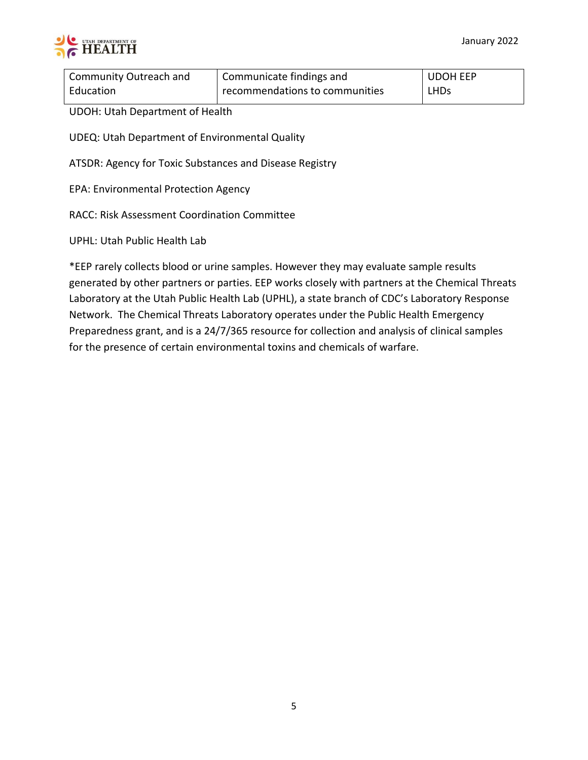| | | |
|---|---|---|
| Community Outreach and Education | Communicate findings and recommendations to communities | UDOH EEP<br>LHDs |

UDOH: Utah Department of Health

UDEQ: Utah Department of Environmental Quality

ATSDR: Agency for Toxic Substances and Disease Registry

EPA: Environmental Protection Agency

RACC: Risk Assessment Coordination Committee

UPHL: Utah Public Health Lab

*EEP rarely collects blood or urine samples. However they may evaluate sample results generated by other partners or parties. EEP works closely with partners at the Chemical Threats Laboratory at the Utah Public Health Lab (UPHL), a state branch of CDC's Laboratory Response Network. The Chemical Threats Laboratory operates under the Public Health Emergency Preparedness grant, and is a 24/7/365 resource for collection and analysis of clinical samples for the presence of certain environmental toxins and chemicals of warfare.